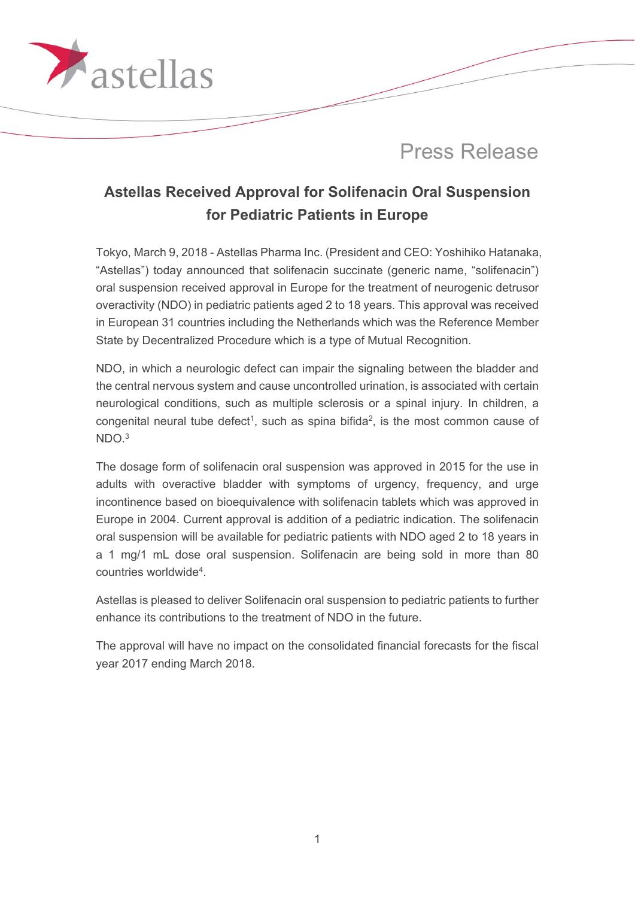Press Release

# Astellas Received Approval for Solifenacin Oral Suspension for Pediatric Patients in Europe

Tokyo, March 9, 2018 - Astellas Pharma Inc. (President and CEO: Yoshihiko Hatanaka, "Astellas") today announced that solifenacin succinate (generic name, "solifenacin") oral suspension received approval in Europe for the treatment of neurogenic detrusor overactivity (NDO) in pediatric patients aged 2 to 18 years. This approval was received in European 31 countries including the Netherlands which was the Reference Member State by Decentralized Procedure which is a type of Mutual Recognition.

NDO, in which a neurologic defect can impair the signaling between the bladder and the central nervous system and cause uncontrolled urination, is associated with certain neurological conditions, such as multiple sclerosis or a spinal injury. In children, a congenital neural tube defect[1], such as spina bifida[2], is the most common cause of NDO.[3]

The dosage form of solifenacin oral suspension was approved in 2015 for the use in adults with overactive bladder with symptoms of urgency, frequency, and urge incontinence based on bioequivalence with solifenacin tablets which was approved in Europe in 2004. Current approval is addition of a pediatric indication. The solifenacin oral suspension will be available for pediatric patients with NDO aged 2 to 18 years in a 1 mg/1 mL dose oral suspension. Solifenacin are being sold in more than 80 countries worldwide[4].

Astellas is pleased to deliver Solifenacin oral suspension to pediatric patients to further enhance its contributions to the treatment of NDO in the future.

The approval will have no impact on the consolidated financial forecasts for the fiscal year 2017 ending March 2018.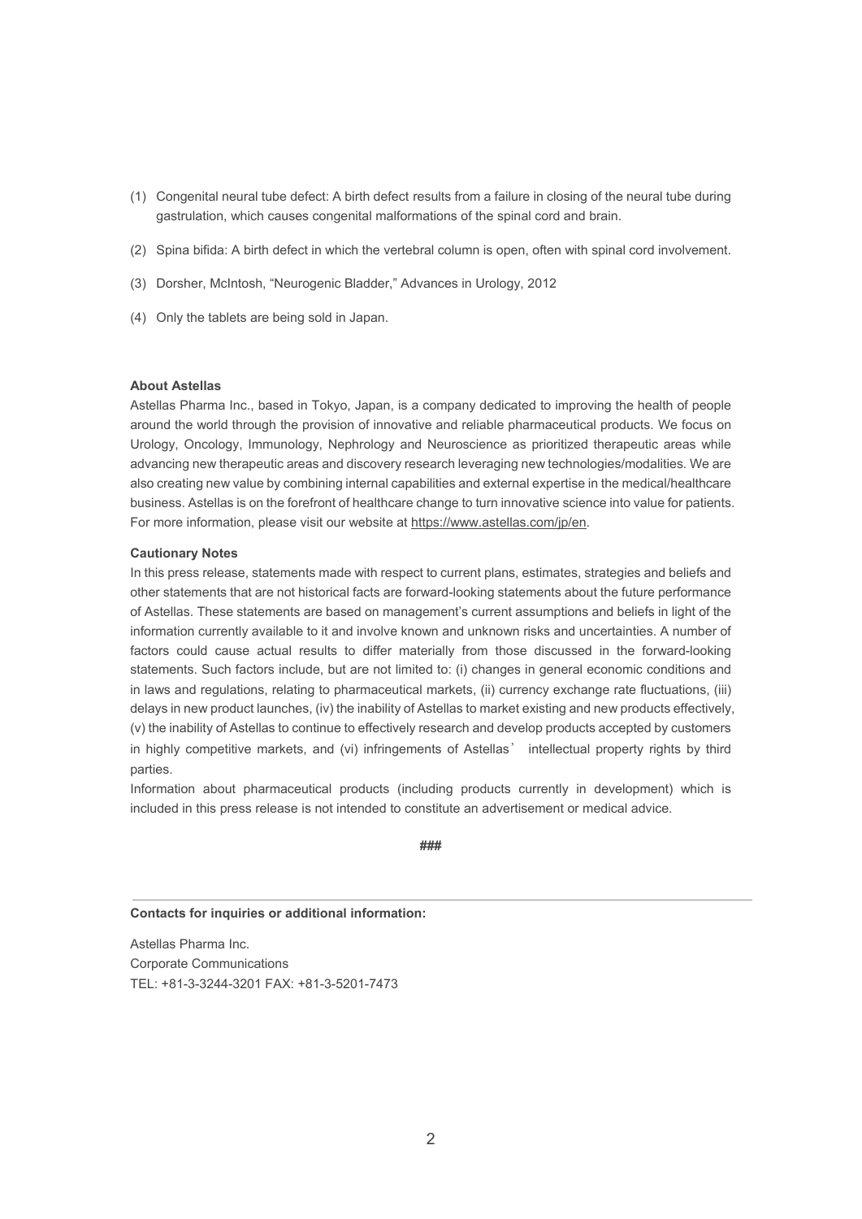(1) Congenital neural tube defect: A birth defect results from a failure in closing of the neural tube during gastrulation, which causes congenital malformations of the spinal cord and brain.

(2) Spina bifida: A birth defect in which the vertebral column is open, often with spinal cord involvement.

(3) Dorsher, McIntosh, “Neurogenic Bladder,” Advances in Urology, 2012

(4) Only the tablets are being sold in Japan.

**About Astellas**

Astellas Pharma Inc., based in Tokyo, Japan, is a company dedicated to improving the health of people around the world through the provision of innovative and reliable pharmaceutical products. We focus on Urology, Oncology, Immunology, Nephrology and Neuroscience as prioritized therapeutic areas while advancing new therapeutic areas and discovery research leveraging new technologies/modalities. We are also creating new value by combining internal capabilities and external expertise in the medical/healthcare business. Astellas is on the forefront of healthcare change to turn innovative science into value for patients. For more information, please visit our website at https://www.astellas.com/jp/en.

**Cautionary Notes**

In this press release, statements made with respect to current plans, estimates, strategies and beliefs and other statements that are not historical facts are forward-looking statements about the future performance of Astellas. These statements are based on management’s current assumptions and beliefs in light of the information currently available to it and involve known and unknown risks and uncertainties. A number of factors could cause actual results to differ materially from those discussed in the forward-looking statements. Such factors include, but are not limited to: (i) changes in general economic conditions and in laws and regulations, relating to pharmaceutical markets, (ii) currency exchange rate fluctuations, (iii) delays in new product launches, (iv) the inability of Astellas to market existing and new products effectively, (v) the inability of Astellas to continue to effectively research and develop products accepted by customers in highly competitive markets, and (vi) infringements of Astellas’ intellectual property rights by third parties.

Information about pharmaceutical products (including products currently in development) which is included in this press release is not intended to constitute an advertisement or medical advice.

###

**Contacts for inquiries or additional information:**

Astellas Pharma Inc.
Corporate Communications
TEL: +81-3-3244-3201 FAX: +81-3-5201-7473